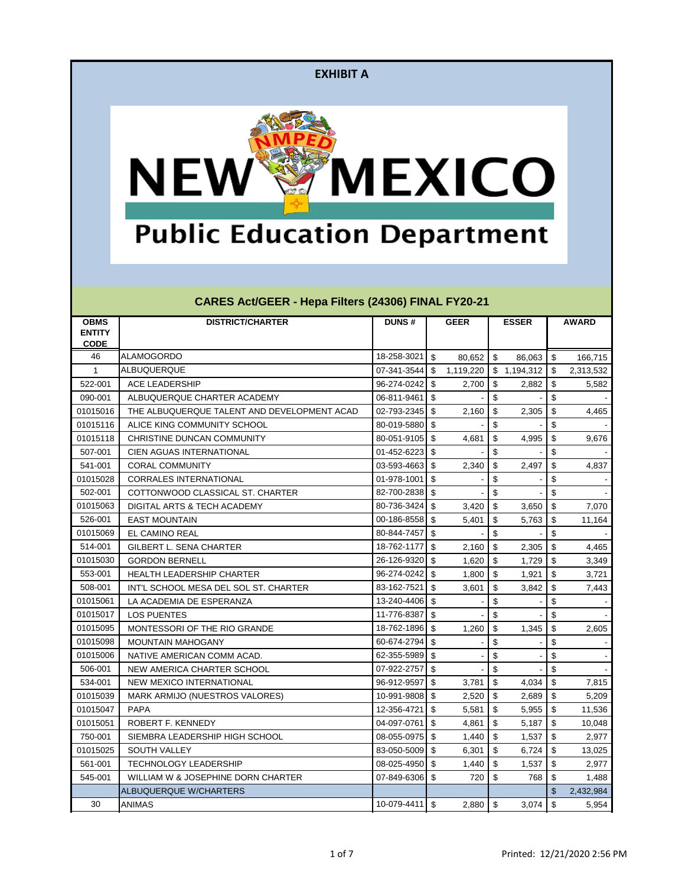**EXHIBIT A**

NEW MEXICO
Public Education Department

## CARES Act/GEER - Hepa Filters (24306) FINAL FY20-21

| OBMS ENTITY CODE | DISTRICT/CHARTER | DUNS # | GEER | ESSER | AWARD |
|---|---|---|---|---|---|
| 46 | ALAMOGORDO | 18-258-3021 | $ 80,652 | $ 86,063 | $ 166,715 |
| 1 | ALBUQUERQUE | 07-341-3544 | $ 1,119,220 | $ 1,194,312 | $ 2,313,532 |
| 522-001 | ACE LEADERSHIP | 96-274-0242 | $ 2,700 | $ 2,882 | $ 5,582 |
| 090-001 | ALBUQUERQUE CHARTER ACADEMY | 06-811-9461 | $ - | $ - | $ - |
| 01015016 | THE ALBUQUERQUE TALENT AND DEVELOPMENT ACAD | 02-793-2345 | $ 2,160 | $ 2,305 | $ 4,465 |
| 01015116 | ALICE KING COMMUNITY SCHOOL | 80-019-5880 | $ - | $ - | $ - |
| 01015118 | CHRISTINE DUNCAN COMMUNITY | 80-051-9105 | $ 4,681 | $ 4,995 | $ 9,676 |
| 507-001 | CIEN AGUAS INTERNATIONAL | 01-452-6223 | $ - | $ - | $ - |
| 541-001 | CORAL COMMUNITY | 03-593-4663 | $ 2,340 | $ 2,497 | $ 4,837 |
| 01015028 | CORRALES INTERNATIONAL | 01-978-1001 | $ - | $ - | $ - |
| 502-001 | COTTONWOOD CLASSICAL ST. CHARTER | 82-700-2838 | $ - | $ - | $ - |
| 01015063 | DIGITAL ARTS & TECH ACADEMY | 80-736-3424 | $ 3,420 | $ 3,650 | $ 7,070 |
| 526-001 | EAST MOUNTAIN | 00-186-8558 | $ 5,401 | $ 5,763 | $ 11,164 |
| 01015069 | EL CAMINO REAL | 80-844-7457 | $ - | $ - | $ - |
| 514-001 | GILBERT L. SENA CHARTER | 18-762-1177 | $ 2,160 | $ 2,305 | $ 4,465 |
| 01015030 | GORDON BERNELL | 26-126-9320 | $ 1,620 | $ 1,729 | $ 3,349 |
| 553-001 | HEALTH LEADERSHIP CHARTER | 96-274-0242 | $ 1,800 | $ 1,921 | $ 3,721 |
| 508-001 | INT'L SCHOOL MESA DEL SOL ST. CHARTER | 83-162-7521 | $ 3,601 | $ 3,842 | $ 7,443 |
| 01015061 | LA ACADEMIA DE ESPERANZA | 13-240-4406 | $ - | $ - | $ - |
| 01015017 | LOS PUENTES | 11-776-8387 | $ - | $ - | $ - |
| 01015095 | MONTESSORI OF THE RIO GRANDE | 18-762-1896 | $ 1,260 | $ 1,345 | $ 2,605 |
| 01015098 | MOUNTAIN MAHOGANY | 60-674-2794 | $ - | $ - | $ - |
| 01015006 | NATIVE AMERICAN COMM ACAD. | 62-355-5989 | $ - | $ - | $ - |
| 506-001 | NEW AMERICA CHARTER SCHOOL | 07-922-2757 | $ - | $ - | $ - |
| 534-001 | NEW MEXICO INTERNATIONAL | 96-912-9597 | $ 3,781 | $ 4,034 | $ 7,815 |
| 01015039 | MARK ARMIJO (NUESTROS VALORES) | 10-991-9808 | $ 2,520 | $ 2,689 | $ 5,209 |
| 01015047 | PAPA | 12-356-4721 | $ 5,581 | $ 5,955 | $ 11,536 |
| 01015051 | ROBERT F. KENNEDY | 04-097-0761 | $ 4,861 | $ 5,187 | $ 10,048 |
| 750-001 | SIEMBRA LEADERSHIP HIGH SCHOOL | 08-055-0975 | $ 1,440 | $ 1,537 | $ 2,977 |
| 01015025 | SOUTH VALLEY | 83-050-5009 | $ 6,301 | $ 6,724 | $ 13,025 |
| 561-001 | TECHNOLOGY LEADERSHIP | 08-025-4950 | $ 1,440 | $ 1,537 | $ 2,977 |
| 545-001 | WILLIAM W & JOSEPHINE DORN CHARTER | 07-849-6306 | $ 720 | $ 768 | $ 1,488 |
| | ALBUQUERQUE W/CHARTERS | | | | $ 2,432,984 |
| 30 | ANIMAS | 10-079-4411 | $ 2,880 | $ 3,074 | $ 5,954 |

Printed: 12/21/2020 2:56 PM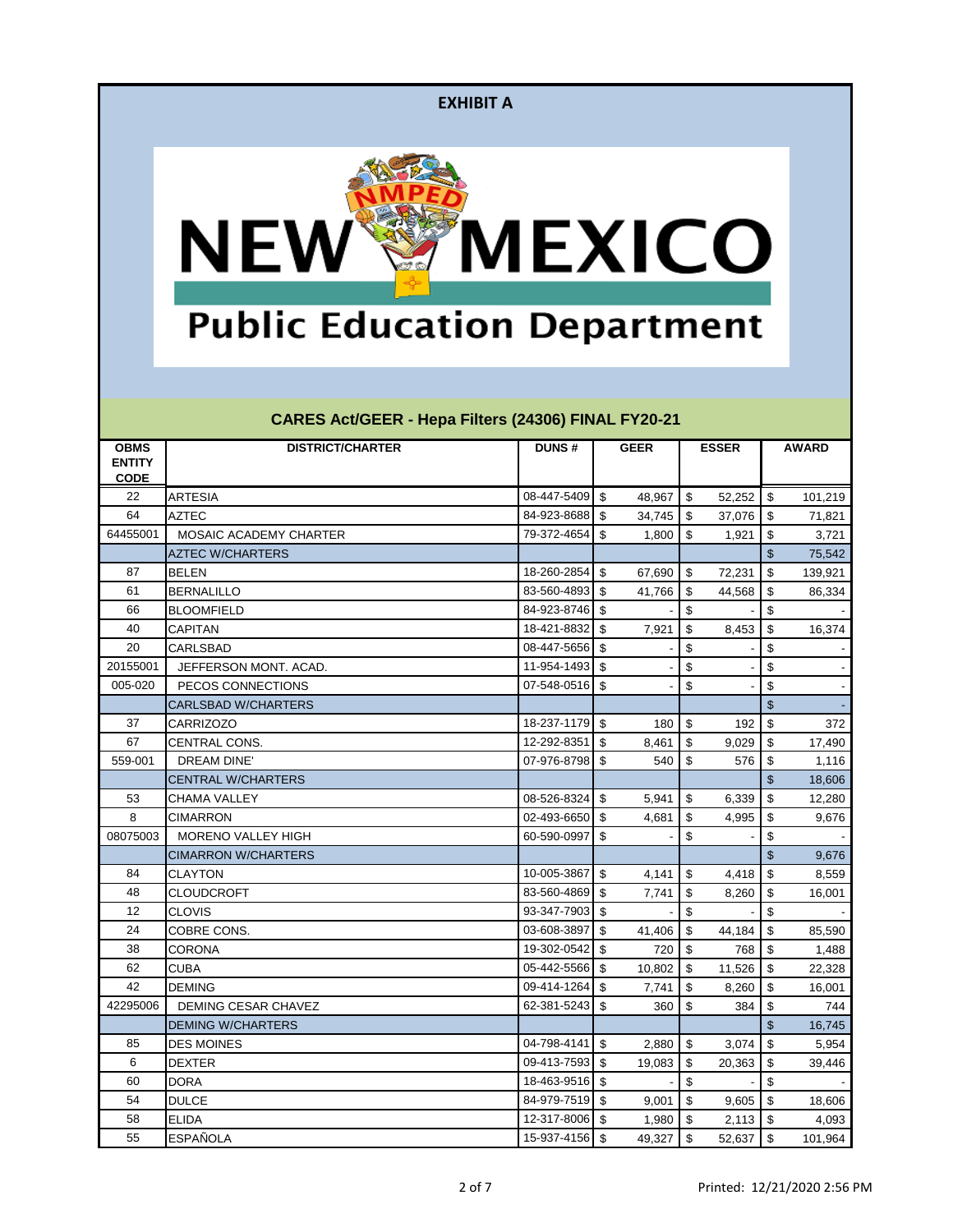**EXHIBIT A**

# NEW MEXICO Public Education Department

## CARES Act/GEER - Hepa Filters (24306) FINAL FY20-21

| OBMS ENTITY CODE | DISTRICT/CHARTER | DUNS # | GEER | ESSER | AWARD |
|---|---|---|---|---|---|
| 22 | ARTESIA | 08-447-5409 | $ 48,967 | $ 52,252 | $ 101,219 |
| 64 | AZTEC | 84-923-8688 | $ 34,745 | $ 37,076 | $ 71,821 |
| 64455001 | MOSAIC ACADEMY CHARTER | 79-372-4654 | $ 1,800 | $ 1,921 | $ 3,721 |
| | AZTEC W/CHARTERS | | | | $ 75,542 |
| 87 | BELEN | 18-260-2854 | $ 67,690 | $ 72,231 | $ 139,921 |
| 61 | BERNALILLO | 83-560-4893 | $ 41,766 | $ 44,568 | $ 86,334 |
| 66 | BLOOMFIELD | 84-923-8746 | $ - | $ - | $ - |
| 40 | CAPITAN | 18-421-8832 | $ 7,921 | $ 8,453 | $ 16,374 |
| 20 | CARLSBAD | 08-447-5656 | $ - | $ - | $ - |
| 20155001 | JEFFERSON MONT. ACAD. | 11-954-1493 | $ - | $ - | $ - |
| 005-020 | PECOS CONNECTIONS | 07-548-0516 | $ - | $ - | $ - |
| | CARLSBAD W/CHARTERS | | | | $ - |
| 37 | CARRIZOZO | 18-237-1179 | $ 180 | $ 192 | $ 372 |
| 67 | CENTRAL CONS. | 12-292-8351 | $ 8,461 | $ 9,029 | $ 17,490 |
| 559-001 | DREAM DINE' | 07-976-8798 | $ 540 | $ 576 | $ 1,116 |
| | CENTRAL W/CHARTERS | | | | $ 18,606 |
| 53 | CHAMA VALLEY | 08-526-8324 | $ 5,941 | $ 6,339 | $ 12,280 |
| 8 | CIMARRON | 02-493-6650 | $ 4,681 | $ 4,995 | $ 9,676 |
| 08075003 | MORENO VALLEY HIGH | 60-590-0997 | $ - | $ - | $ - |
| | CIMARRON W/CHARTERS | | | | $ 9,676 |
| 84 | CLAYTON | 10-005-3867 | $ 4,141 | $ 4,418 | $ 8,559 |
| 48 | CLOUDCROFT | 83-560-4869 | $ 7,741 | $ 8,260 | $ 16,001 |
| 12 | CLOVIS | 93-347-7903 | $ - | $ - | $ - |
| 24 | COBRE CONS. | 03-608-3897 | $ 41,406 | $ 44,184 | $ 85,590 |
| 38 | CORONA | 19-302-0542 | $ 720 | $ 768 | $ 1,488 |
| 62 | CUBA | 05-442-5566 | $ 10,802 | $ 11,526 | $ 22,328 |
| 42 | DEMING | 09-414-1264 | $ 7,741 | $ 8,260 | $ 16,001 |
| 42295006 | DEMING CESAR CHAVEZ | 62-381-5243 | $ 360 | $ 384 | $ 744 |
| | DEMING W/CHARTERS | | | | $ 16,745 |
| 85 | DES MOINES | 04-798-4141 | $ 2,880 | $ 3,074 | $ 5,954 |
| 6 | DEXTER | 09-413-7593 | $ 19,083 | $ 20,363 | $ 39,446 |
| 60 | DORA | 18-463-9516 | $ - | $ - | $ - |
| 54 | DULCE | 84-979-7519 | $ 9,001 | $ 9,605 | $ 18,606 |
| 58 | ELIDA | 12-317-8006 | $ 1,980 | $ 2,113 | $ 4,093 |
| 55 | ESPAÑOLA | 15-937-4156 | $ 49,327 | $ 52,637 | $ 101,964 |

Printed: 12/21/2020 2:56 PM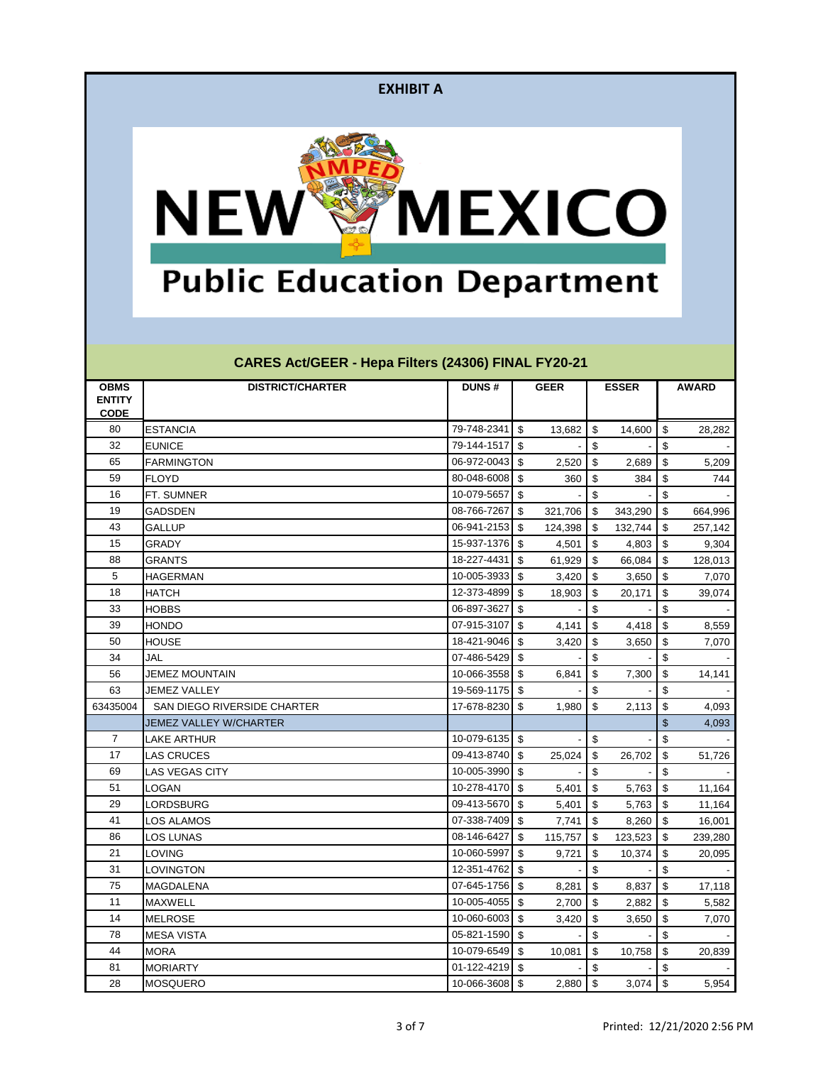**EXHIBIT A**

# NEW MEXICO

## Public Education Department

### CARES Act/GEER - Hepa Filters (24306) FINAL FY20-21

| OBMS ENTITY CODE | DISTRICT/CHARTER | DUNS # | GEER | ESSER | AWARD |
|---|---|---|---|---|---|
| 80 | ESTANCIA | 79-748-2341 | $ 13,682 | $ 14,600 | $ 28,282 |
| 32 | EUNICE | 79-144-1517 | $ - | $ - | $ - |
| 65 | FARMINGTON | 06-972-0043 | $ 2,520 | $ 2,689 | $ 5,209 |
| 59 | FLOYD | 80-048-6008 | $ 360 | $ 384 | $ 744 |
| 16 | FT. SUMNER | 10-079-5657 | $ - | $ - | $ - |
| 19 | GADSDEN | 08-766-7267 | $ 321,706 | $ 343,290 | $ 664,996 |
| 43 | GALLUP | 06-941-2153 | $ 124,398 | $ 132,744 | $ 257,142 |
| 15 | GRADY | 15-937-1376 | $ 4,501 | $ 4,803 | $ 9,304 |
| 88 | GRANTS | 18-227-4431 | $ 61,929 | $ 66,084 | $ 128,013 |
| 5 | HAGERMAN | 10-005-3933 | $ 3,420 | $ 3,650 | $ 7,070 |
| 18 | HATCH | 12-373-4899 | $ 18,903 | $ 20,171 | $ 39,074 |
| 33 | HOBBS | 06-897-3627 | $ - | $ - | $ - |
| 39 | HONDO | 07-915-3107 | $ 4,141 | $ 4,418 | $ 8,559 |
| 50 | HOUSE | 18-421-9046 | $ 3,420 | $ 3,650 | $ 7,070 |
| 34 | JAL | 07-486-5429 | $ - | $ - | $ - |
| 56 | JEMEZ MOUNTAIN | 10-066-3558 | $ 6,841 | $ 7,300 | $ 14,141 |
| 63 | JEMEZ VALLEY | 19-569-1175 | $ - | $ - | $ - |
| 63435004 | SAN DIEGO RIVERSIDE CHARTER | 17-678-8230 | $ 1,980 | $ 2,113 | $ 4,093 |
| | JEMEZ VALLEY W/CHARTER | | | | $ 4,093 |
| 7 | LAKE ARTHUR | 10-079-6135 | $ - | $ - | $ - |
| 17 | LAS CRUCES | 09-413-8740 | $ 25,024 | $ 26,702 | $ 51,726 |
| 69 | LAS VEGAS CITY | 10-005-3990 | $ - | $ - | $ - |
| 51 | LOGAN | 10-278-4170 | $ 5,401 | $ 5,763 | $ 11,164 |
| 29 | LORDSBURG | 09-413-5670 | $ 5,401 | $ 5,763 | $ 11,164 |
| 41 | LOS ALAMOS | 07-338-7409 | $ 7,741 | $ 8,260 | $ 16,001 |
| 86 | LOS LUNAS | 08-146-6427 | $ 115,757 | $ 123,523 | $ 239,280 |
| 21 | LOVING | 10-060-5997 | $ 9,721 | $ 10,374 | $ 20,095 |
| 31 | LOVINGTON | 12-351-4762 | $ - | $ - | $ - |
| 75 | MAGDALENA | 07-645-1756 | $ 8,281 | $ 8,837 | $ 17,118 |
| 11 | MAXWELL | 10-005-4055 | $ 2,700 | $ 2,882 | $ 5,582 |
| 14 | MELROSE | 10-060-6003 | $ 3,420 | $ 3,650 | $ 7,070 |
| 78 | MESA VISTA | 05-821-1590 | $ - | $ - | $ - |
| 44 | MORA | 10-079-6549 | $ 10,081 | $ 10,758 | $ 20,839 |
| 81 | MORIARTY | 01-122-4219 | $ - | $ - | $ - |
| 28 | MOSQUERO | 10-066-3608 | $ 2,880 | $ 3,074 | $ 5,954 |

Printed: 12/21/2020 2:56 PM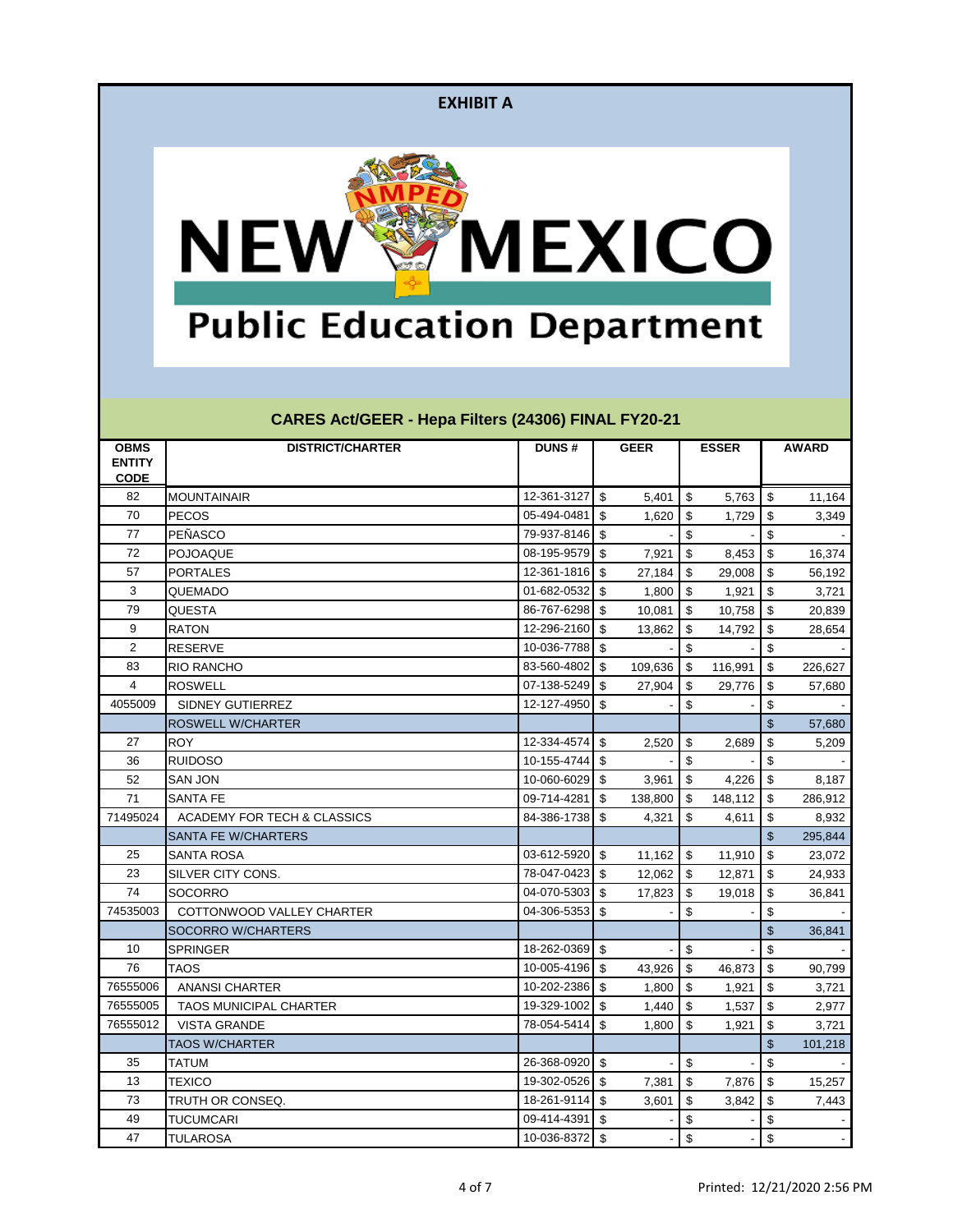**EXHIBIT A**

NEW MEXICO

Public Education Department

## CARES Act/GEER - Hepa Filters (24306) FINAL FY20-21

| OBMS ENTITY CODE | DISTRICT/CHARTER | DUNS # | GEER | ESSER | AWARD |
|---|---|---|---|---|---|
| 82 | MOUNTAINAIR | 12-361-3127 | $ 5,401 | $ 5,763 | $ 11,164 |
| 70 | PECOS | 05-494-0481 | $ 1,620 | $ 1,729 | $ 3,349 |
| 77 | PEÑASCO | 79-937-8146 | $ - | $ - | $ - |
| 72 | POJOAQUE | 08-195-9579 | $ 7,921 | $ 8,453 | $ 16,374 |
| 57 | PORTALES | 12-361-1816 | $ 27,184 | $ 29,008 | $ 56,192 |
| 3 | QUEMADO | 01-682-0532 | $ 1,800 | $ 1,921 | $ 3,721 |
| 79 | QUESTA | 86-767-6298 | $ 10,081 | $ 10,758 | $ 20,839 |
| 9 | RATON | 12-296-2160 | $ 13,862 | $ 14,792 | $ 28,654 |
| 2 | RESERVE | 10-036-7788 | $ - | $ - | $ - |
| 83 | RIO RANCHO | 83-560-4802 | $ 109,636 | $ 116,991 | $ 226,627 |
| 4 | ROSWELL | 07-138-5249 | $ 27,904 | $ 29,776 | $ 57,680 |
| 4055009 | SIDNEY GUTIERREZ | 12-127-4950 | $ - | $ - | $ - |
| | ROSWELL W/CHARTER | | | | $ 57,680 |
| 27 | ROY | 12-334-4574 | $ 2,520 | $ 2,689 | $ 5,209 |
| 36 | RUIDOSO | 10-155-4744 | $ - | $ - | $ - |
| 52 | SAN JON | 10-060-6029 | $ 3,961 | $ 4,226 | $ 8,187 |
| 71 | SANTA FE | 09-714-4281 | $ 138,800 | $ 148,112 | $ 286,912 |
| 71495024 | ACADEMY FOR TECH & CLASSICS | 84-386-1738 | $ 4,321 | $ 4,611 | $ 8,932 |
| | SANTA FE W/CHARTERS | | | | $ 295,844 |
| 25 | SANTA ROSA | 03-612-5920 | $ 11,162 | $ 11,910 | $ 23,072 |
| 23 | SILVER CITY CONS. | 78-047-0423 | $ 12,062 | $ 12,871 | $ 24,933 |
| 74 | SOCORRO | 04-070-5303 | $ 17,823 | $ 19,018 | $ 36,841 |
| 74535003 | COTTONWOOD VALLEY CHARTER | 04-306-5353 | $ - | $ - | $ - |
| | SOCORRO W/CHARTERS | | | | $ 36,841 |
| 10 | SPRINGER | 18-262-0369 | $ - | $ - | $ - |
| 76 | TAOS | 10-005-4196 | $ 43,926 | $ 46,873 | $ 90,799 |
| 76555006 | ANANSI CHARTER | 10-202-2386 | $ 1,800 | $ 1,921 | $ 3,721 |
| 76555005 | TAOS MUNICIPAL CHARTER | 19-329-1002 | $ 1,440 | $ 1,537 | $ 2,977 |
| 76555012 | VISTA GRANDE | 78-054-5414 | $ 1,800 | $ 1,921 | $ 3,721 |
| | TAOS W/CHARTER | | | | $ 101,218 |
| 35 | TATUM | 26-368-0920 | $ - | $ - | $ - |
| 13 | TEXICO | 19-302-0526 | $ 7,381 | $ 7,876 | $ 15,257 |
| 73 | TRUTH OR CONSEQ. | 18-261-9114 | $ 3,601 | $ 3,842 | $ 7,443 |
| 49 | TUCUMCARI | 09-414-4391 | $ - | $ - | $ - |
| 47 | TULAROSA | 10-036-8372 | $ - | $ - | $ - |

Printed: 12/21/2020 2:56 PM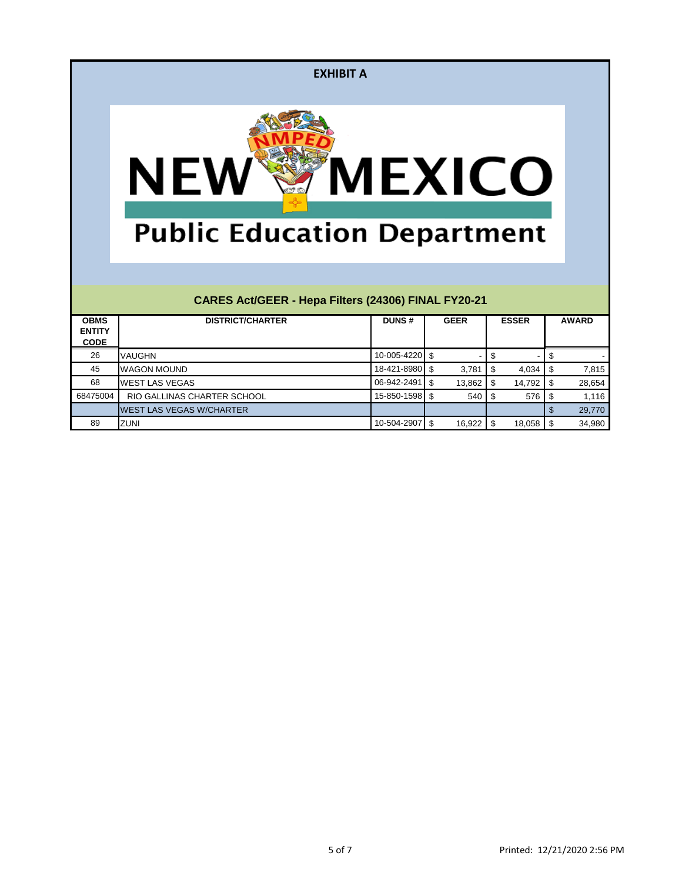**EXHIBIT A**

# NEW MEXICO Public Education Department

## CARES Act/GEER - Hepa Filters (24306) FINAL FY20-21

| OBMS ENTITY CODE | DISTRICT/CHARTER | DUNS # | GEER | ESSER | AWARD |
|---|---|---|---|---|---|
| 26 | VAUGHN | 10-005-4220 | $ - | $ - | $ - |
| 45 | WAGON MOUND | 18-421-8980 | $ 3,781 | $ 4,034 | $ 7,815 |
| 68 | WEST LAS VEGAS | 06-942-2491 | $ 13,862 | $ 14,792 | $ 28,654 |
| 68475004 | RIO GALLINAS CHARTER SCHOOL | 15-850-1598 | $ 540 | $ 576 | $ 1,116 |
| | WEST LAS VEGAS W/CHARTER | | | | $ 29,770 |
| 89 | ZUNI | 10-504-2907 | $ 16,922 | $ 18,058 | $ 34,980 |

Printed: 12/21/2020 2:56 PM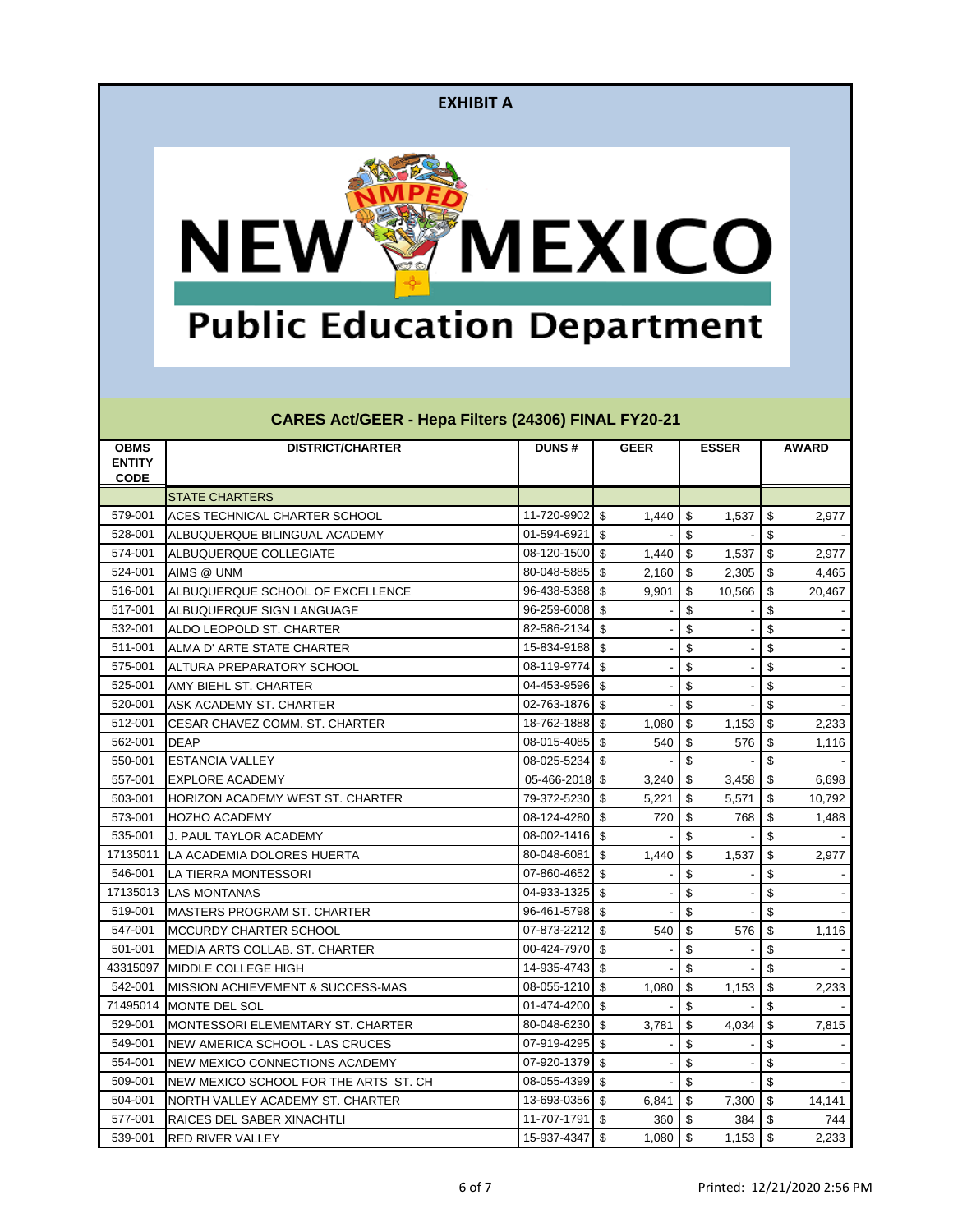**EXHIBIT A**

NEW MEXICO

Public Education Department

## CARES Act/GEER - Hepa Filters (24306) FINAL FY20-21

| OBMS ENTITY CODE | DISTRICT/CHARTER | DUNS # | GEER | ESSER | AWARD |
|---|---|---|---|---|---|
| | STATE CHARTERS | | | | |
| 579-001 | ACES TECHNICAL CHARTER SCHOOL | 11-720-9902 | $ 1,440 | $ 1,537 | $ 2,977 |
| 528-001 | ALBUQUERQUE BILINGUAL ACADEMY | 01-594-6921 | $ - | $ - | $ - |
| 574-001 | ALBUQUERQUE COLLEGIATE | 08-120-1500 | $ 1,440 | $ 1,537 | $ 2,977 |
| 524-001 | AIMS @ UNM | 80-048-5885 | $ 2,160 | $ 2,305 | $ 4,465 |
| 516-001 | ALBUQUERQUE SCHOOL OF EXCELLENCE | 96-438-5368 | $ 9,901 | $ 10,566 | $ 20,467 |
| 517-001 | ALBUQUERQUE SIGN LANGUAGE | 96-259-6008 | $ - | $ - | $ - |
| 532-001 | ALDO LEOPOLD ST. CHARTER | 82-586-2134 | $ - | $ - | $ - |
| 511-001 | ALMA D' ARTE STATE CHARTER | 15-834-9188 | $ - | $ - | $ - |
| 575-001 | ALTURA PREPARATORY SCHOOL | 08-119-9774 | $ - | $ - | $ - |
| 525-001 | AMY BIEHL ST. CHARTER | 04-453-9596 | $ - | $ - | $ - |
| 520-001 | ASK ACADEMY ST. CHARTER | 02-763-1876 | $ - | $ - | $ - |
| 512-001 | CESAR CHAVEZ COMM. ST. CHARTER | 18-762-1888 | $ 1,080 | $ 1,153 | $ 2,233 |
| 562-001 | DEAP | 08-015-4085 | $ 540 | $ 576 | $ 1,116 |
| 550-001 | ESTANCIA VALLEY | 08-025-5234 | $ - | $ - | $ - |
| 557-001 | EXPLORE ACADEMY | 05-466-2018 | $ 3,240 | $ 3,458 | $ 6,698 |
| 503-001 | HORIZON ACADEMY WEST ST. CHARTER | 79-372-5230 | $ 5,221 | $ 5,571 | $ 10,792 |
| 573-001 | HOZHO ACADEMY | 08-124-4280 | $ 720 | $ 768 | $ 1,488 |
| 535-001 | J. PAUL TAYLOR ACADEMY | 08-002-1416 | $ - | $ - | $ - |
| 17135011 | LA ACADEMIA DOLORES HUERTA | 80-048-6081 | $ 1,440 | $ 1,537 | $ 2,977 |
| 546-001 | LA TIERRA MONTESSORI | 07-860-4652 | $ - | $ - | $ - |
| 17135013 | LAS MONTANAS | 04-933-1325 | $ - | $ - | $ - |
| 519-001 | MASTERS PROGRAM ST. CHARTER | 96-461-5798 | $ - | $ - | $ - |
| 547-001 | MCCURDY CHARTER SCHOOL | 07-873-2212 | $ 540 | $ 576 | $ 1,116 |
| 501-001 | MEDIA ARTS COLLAB. ST. CHARTER | 00-424-7970 | $ - | $ - | $ - |
| 43315097 | MIDDLE COLLEGE HIGH | 14-935-4743 | $ - | $ - | $ - |
| 542-001 | MISSION ACHIEVEMENT & SUCCESS-MAS | 08-055-1210 | $ 1,080 | $ 1,153 | $ 2,233 |
| 71495014 | MONTE DEL SOL | 01-474-4200 | $ - | $ - | $ - |
| 529-001 | MONTESSORI ELEMEMTARY ST. CHARTER | 80-048-6230 | $ 3,781 | $ 4,034 | $ 7,815 |
| 549-001 | NEW AMERICA SCHOOL - LAS CRUCES | 07-919-4295 | $ - | $ - | $ - |
| 554-001 | NEW MEXICO CONNECTIONS ACADEMY | 07-920-1379 | $ - | $ - | $ - |
| 509-001 | NEW MEXICO SCHOOL FOR THE ARTS ST. CH | 08-055-4399 | $ - | $ - | $ - |
| 504-001 | NORTH VALLEY ACADEMY ST. CHARTER | 13-693-0356 | $ 6,841 | $ 7,300 | $ 14,141 |
| 577-001 | RAICES DEL SABER XINACHTLI | 11-707-1791 | $ 360 | $ 384 | $ 744 |
| 539-001 | RED RIVER VALLEY | 15-937-4347 | $ 1,080 | $ 1,153 | $ 2,233 |

Printed: 12/21/2020 2:56 PM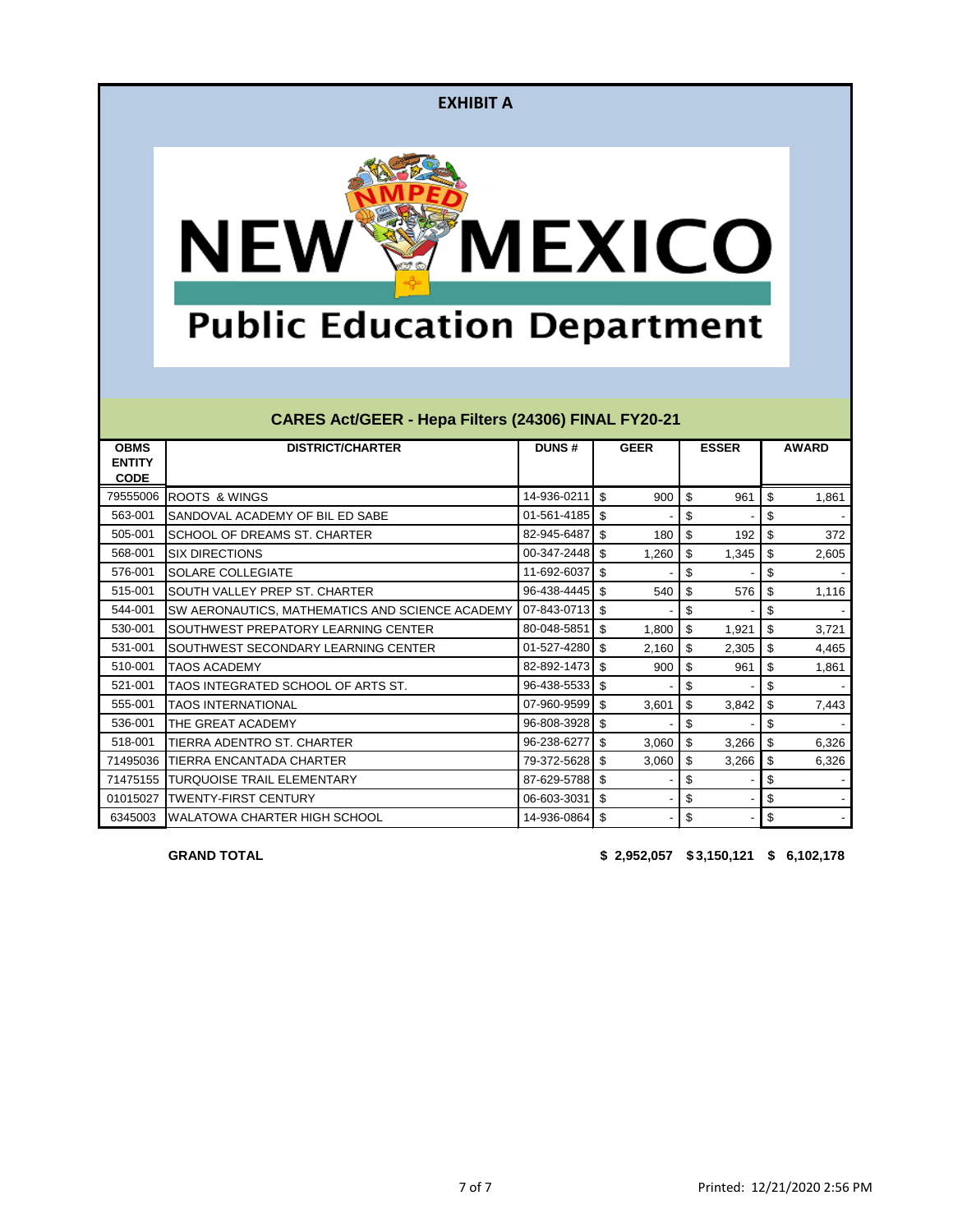**EXHIBIT A**

NEW MEXICO Public Education Department

## CARES Act/GEER - Hepa Filters (24306) FINAL FY20-21

| OBMS ENTITY CODE | DISTRICT/CHARTER | DUNS # | GEER | ESSER | AWARD |
|---|---|---|---|---|---|
| 79555006 | ROOTS & WINGS | 14-936-0211 | $ 900 | $ 961 | $ 1,861 |
| 563-001 | SANDOVAL ACADEMY OF BIL ED SABE | 01-561-4185 | $ - | $ - | $ - |
| 505-001 | SCHOOL OF DREAMS ST. CHARTER | 82-945-6487 | $ 180 | $ 192 | $ 372 |
| 568-001 | SIX DIRECTIONS | 00-347-2448 | $ 1,260 | $ 1,345 | $ 2,605 |
| 576-001 | SOLARE COLLEGIATE | 11-692-6037 | $ - | $ - | $ - |
| 515-001 | SOUTH VALLEY PREP ST. CHARTER | 96-438-4445 | $ 540 | $ 576 | $ 1,116 |
| 544-001 | SW AERONAUTICS, MATHEMATICS AND SCIENCE ACADEMY | 07-843-0713 | $ - | $ - | $ - |
| 530-001 | SOUTHWEST PREPATORY LEARNING CENTER | 80-048-5851 | $ 1,800 | $ 1,921 | $ 3,721 |
| 531-001 | SOUTHWEST SECONDARY LEARNING CENTER | 01-527-4280 | $ 2,160 | $ 2,305 | $ 4,465 |
| 510-001 | TAOS ACADEMY | 82-892-1473 | $ 900 | $ 961 | $ 1,861 |
| 521-001 | TAOS INTEGRATED SCHOOL OF ARTS ST. | 96-438-5533 | $ - | $ - | $ - |
| 555-001 | TAOS INTERNATIONAL | 07-960-9599 | $ 3,601 | $ 3,842 | $ 7,443 |
| 536-001 | THE GREAT ACADEMY | 96-808-3928 | $ - | $ - | $ - |
| 518-001 | TIERRA ADENTRO ST. CHARTER | 96-238-6277 | $ 3,060 | $ 3,266 | $ 6,326 |
| 71495036 | TIERRA ENCANTADA CHARTER | 79-372-5628 | $ 3,060 | $ 3,266 | $ 6,326 |
| 71475155 | TURQUOISE TRAIL ELEMENTARY | 87-629-5788 | $ - | $ - | $ - |
| 01015027 | TWENTY-FIRST CENTURY | 06-603-3031 | $ - | $ - | $ - |
| 6345003 | WALATOWA CHARTER HIGH SCHOOL | 14-936-0864 | $ - | $ - | $ - |
| | **GRAND TOTAL** | | **$ 2,952,057** | **$ 3,150,121** | **$ 6,102,178** |

Printed: 12/21/2020 2:56 PM